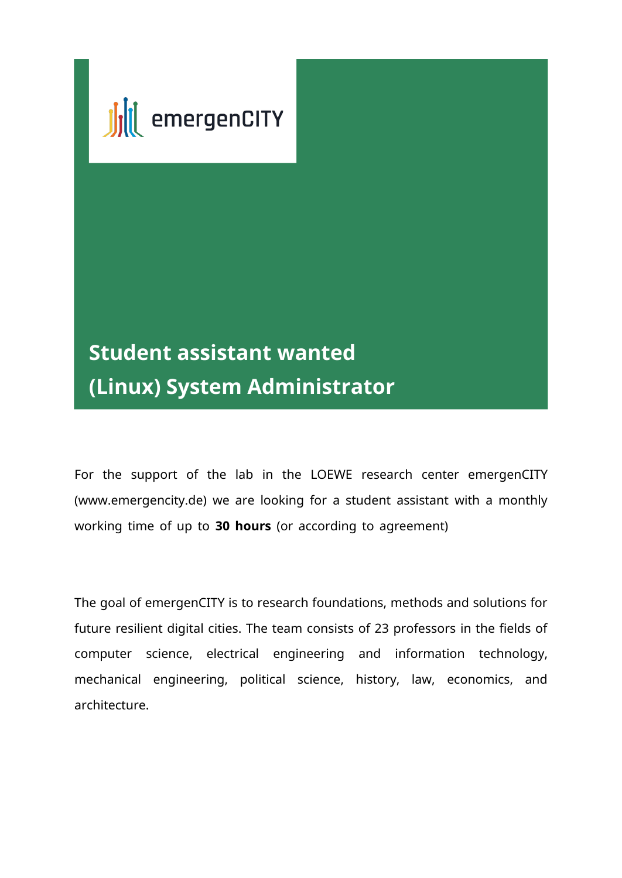emergenCITY

# Student assistant wanted

# (Linux) System Administrator

For the support of the lab in the LOEWE research center emergenCITY (www.emergencity.de) we are looking for a student assistant with a monthly working time of up to **30 hours** (or according to agreement)

The goal of emergenCITY is to research foundations, methods and solutions for future resilient digital cities. The team consists of 23 professors in the fields of computer science, electrical engineering and information technology, mechanical engineering, political science, history, law, economics, and architecture.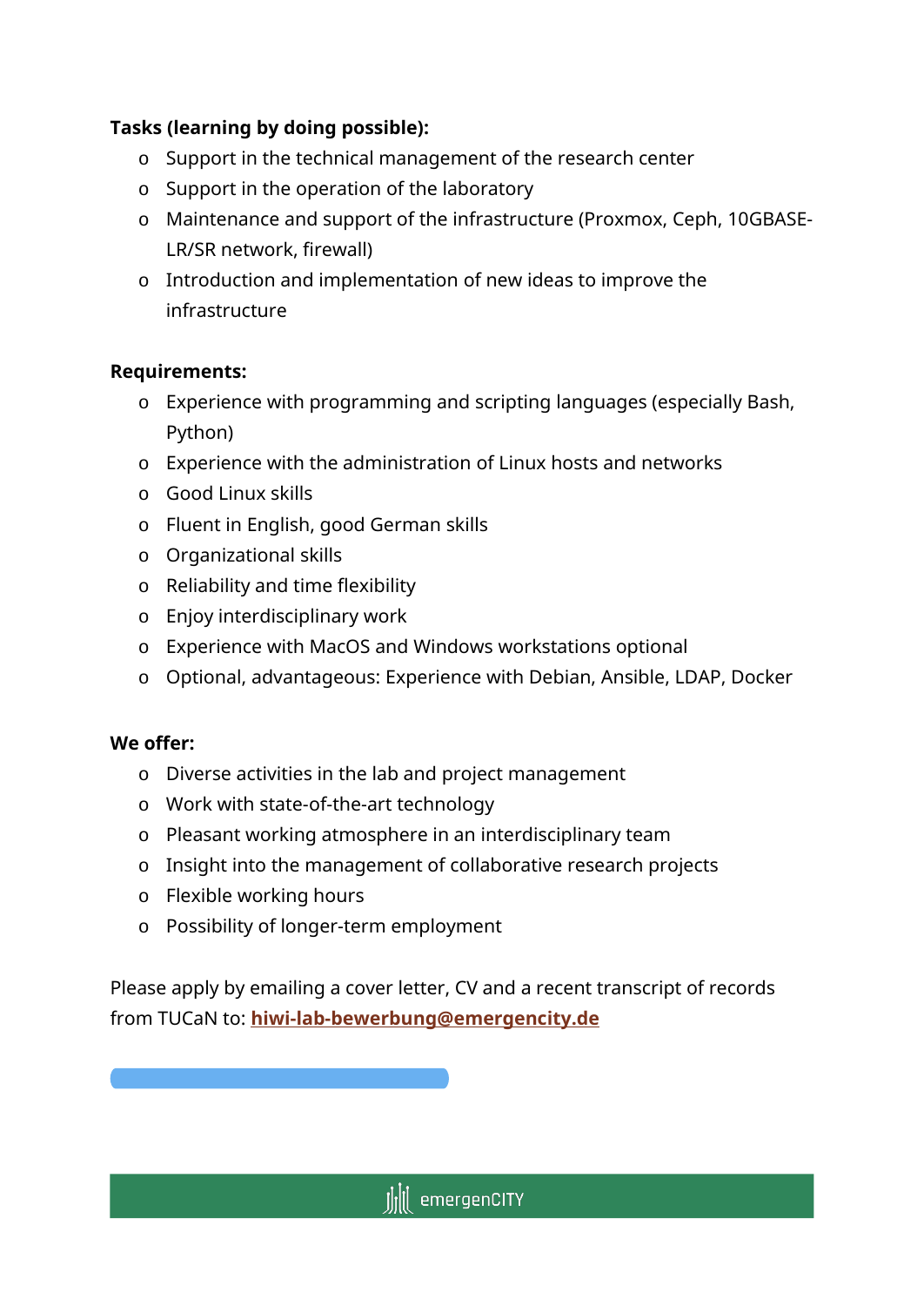**Tasks (learning by doing possible):**

- Support in the technical management of the research center
- Support in the operation of the laboratory
- Maintenance and support of the infrastructure (Proxmox, Ceph, 10GBASE-LR/SR network, firewall)
- Introduction and implementation of new ideas to improve the infrastructure

**Requirements:**

- Experience with programming and scripting languages (especially Bash, Python)
- Experience with the administration of Linux hosts and networks
- Good Linux skills
- Fluent in English, good German skills
- Organizational skills
- Reliability and time flexibility
- Enjoy interdisciplinary work
- Experience with MacOS and Windows workstations optional
- Optional, advantageous: Experience with Debian, Ansible, LDAP, Docker

**We offer:**

- Diverse activities in the lab and project management
- Work with state-of-the-art technology
- Pleasant working atmosphere in an interdisciplinary team
- Insight into the management of collaborative research projects
- Flexible working hours
- Possibility of longer-term employment

Please apply by emailing a cover letter, CV and a recent transcript of records from TUCaN to: **hiwi-lab-bewerbung@emergencity.de**